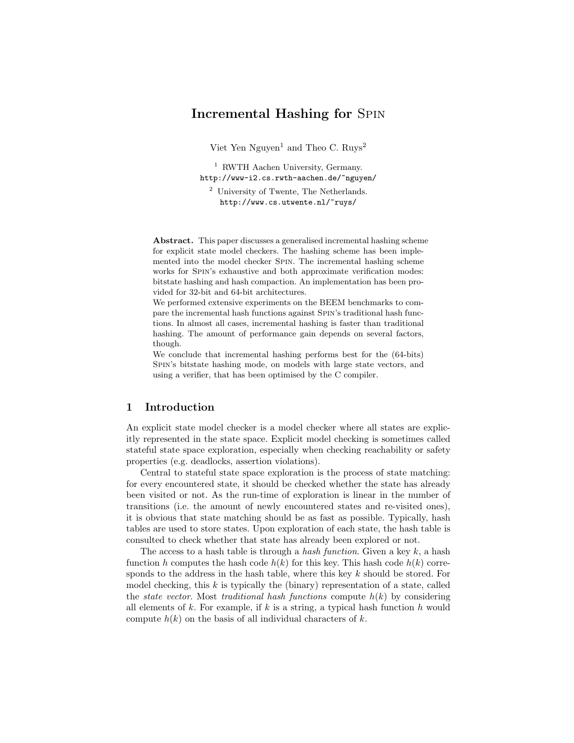# Incremental Hashing for SPIN

Viet Yen Nguyen[1] and Theo C. Ruys[2]

[1] RWTH Aachen University, Germany.
http://www-i2.cs.rwth-aachen.de/~nguyen/

[2] University of Twente, The Netherlands.
http://www.cs.utwente.nl/~ruys/

**Abstract.** This paper discusses a generalised incremental hashing scheme for explicit state model checkers. The hashing scheme has been implemented into the model checker SPIN. The incremental hashing scheme works for SPIN's exhaustive and both approximate verification modes: bitstate hashing and hash compaction. An implementation has been provided for 32-bit and 64-bit architectures.

We performed extensive experiments on the BEEM benchmarks to compare the incremental hash functions against SPIN's traditional hash functions. In almost all cases, incremental hashing is faster than traditional hashing. The amount of performance gain depends on several factors, though.

We conclude that incremental hashing performs best for the (64-bits) SPIN's bitstate hashing mode, on models with large state vectors, and using a verifier, that has been optimised by the C compiler.

## 1 Introduction

An explicit state model checker is a model checker where all states are explicitly represented in the state space. Explicit model checking is sometimes called stateful state space exploration, especially when checking reachability or safety properties (e.g. deadlocks, assertion violations).

Central to stateful state space exploration is the process of state matching: for every encountered state, it should be checked whether the state has already been visited or not. As the run-time of exploration is linear in the number of transitions (i.e. the amount of newly encountered states and re-visited ones), it is obvious that state matching should be as fast as possible. Typically, hash tables are used to store states. Upon exploration of each state, the hash table is consulted to check whether that state has already been explored or not.

The access to a hash table is through a *hash function*. Given a key $k$, a hash function $h$ computes the hash code $h(k)$ for this key. This hash code $h(k)$ corresponds to the address in the hash table, where this key $k$ should be stored. For model checking, this $k$ is typically the (binary) representation of a state, called the *state vector*. Most *traditional hash functions* compute $h(k)$ by considering all elements of $k$. For example, if $k$ is a string, a typical hash function $h$ would compute $h(k)$ on the basis of all individual characters of $k$.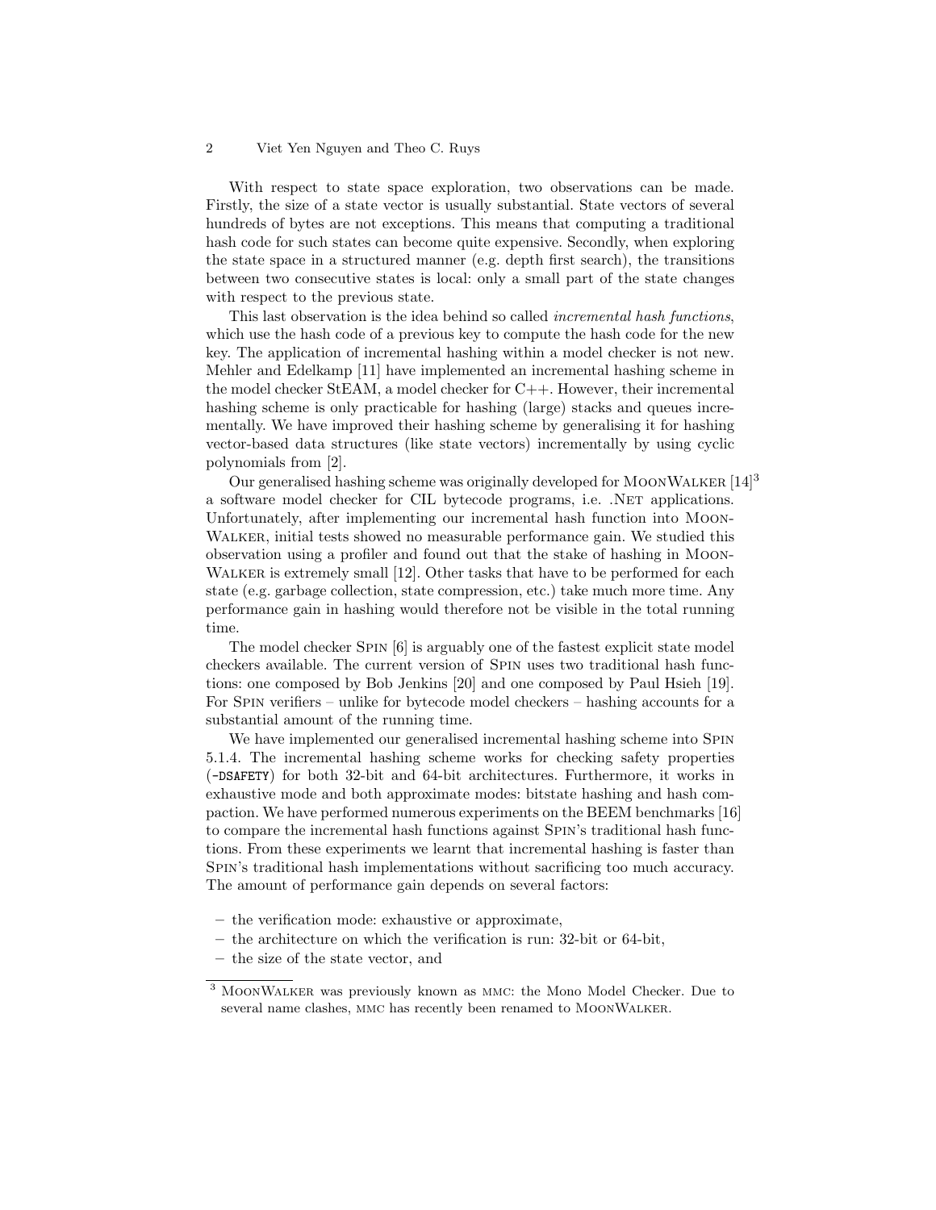With respect to state space exploration, two observations can be made. Firstly, the size of a state vector is usually substantial. State vectors of several hundreds of bytes are not exceptions. This means that computing a traditional hash code for such states can become quite expensive. Secondly, when exploring the state space in a structured manner (e.g. depth first search), the transitions between two consecutive states is local: only a small part of the state changes with respect to the previous state.

This last observation is the idea behind so called *incremental hash functions*, which use the hash code of a previous key to compute the hash code for the new key. The application of incremental hashing within a model checker is not new. Mehler and Edelkamp [11] have implemented an incremental hashing scheme in the model checker StEAM, a model checker for C++. However, their incremental hashing scheme is only practicable for hashing (large) stacks and queues incrementally. We have improved their hashing scheme by generalising it for hashing vector-based data structures (like state vectors) incrementally by using cyclic polynomials from [2].

Our generalised hashing scheme was originally developed for MoonWalker [14][3] a software model checker for CIL bytecode programs, i.e. .Net applications. Unfortunately, after implementing our incremental hash function into MoonWalker, initial tests showed no measurable performance gain. We studied this observation using a profiler and found out that the stake of hashing in MoonWalker is extremely small [12]. Other tasks that have to be performed for each state (e.g. garbage collection, state compression, etc.) take much more time. Any performance gain in hashing would therefore not be visible in the total running time.

The model checker Spin [6] is arguably one of the fastest explicit state model checkers available. The current version of Spin uses two traditional hash functions: one composed by Bob Jenkins [20] and one composed by Paul Hsieh [19]. For Spin verifiers – unlike for bytecode model checkers – hashing accounts for a substantial amount of the running time.

We have implemented our generalised incremental hashing scheme into Spin 5.1.4. The incremental hashing scheme works for checking safety properties (`-DSAFETY`) for both 32-bit and 64-bit architectures. Furthermore, it works in exhaustive mode and both approximate modes: bitstate hashing and hash compaction. We have performed numerous experiments on the BEEM benchmarks [16] to compare the incremental hash functions against Spin's traditional hash functions. From these experiments we learnt that incremental hashing is faster than Spin's traditional hash implementations without sacrificing too much accuracy. The amount of performance gain depends on several factors:

- the verification mode: exhaustive or approximate,
- the architecture on which the verification is run: 32-bit or 64-bit,
- the size of the state vector, and

[3] MoonWalker was previously known as mmc: the Mono Model Checker. Due to several name clashes, mmc has recently been renamed to MoonWalker.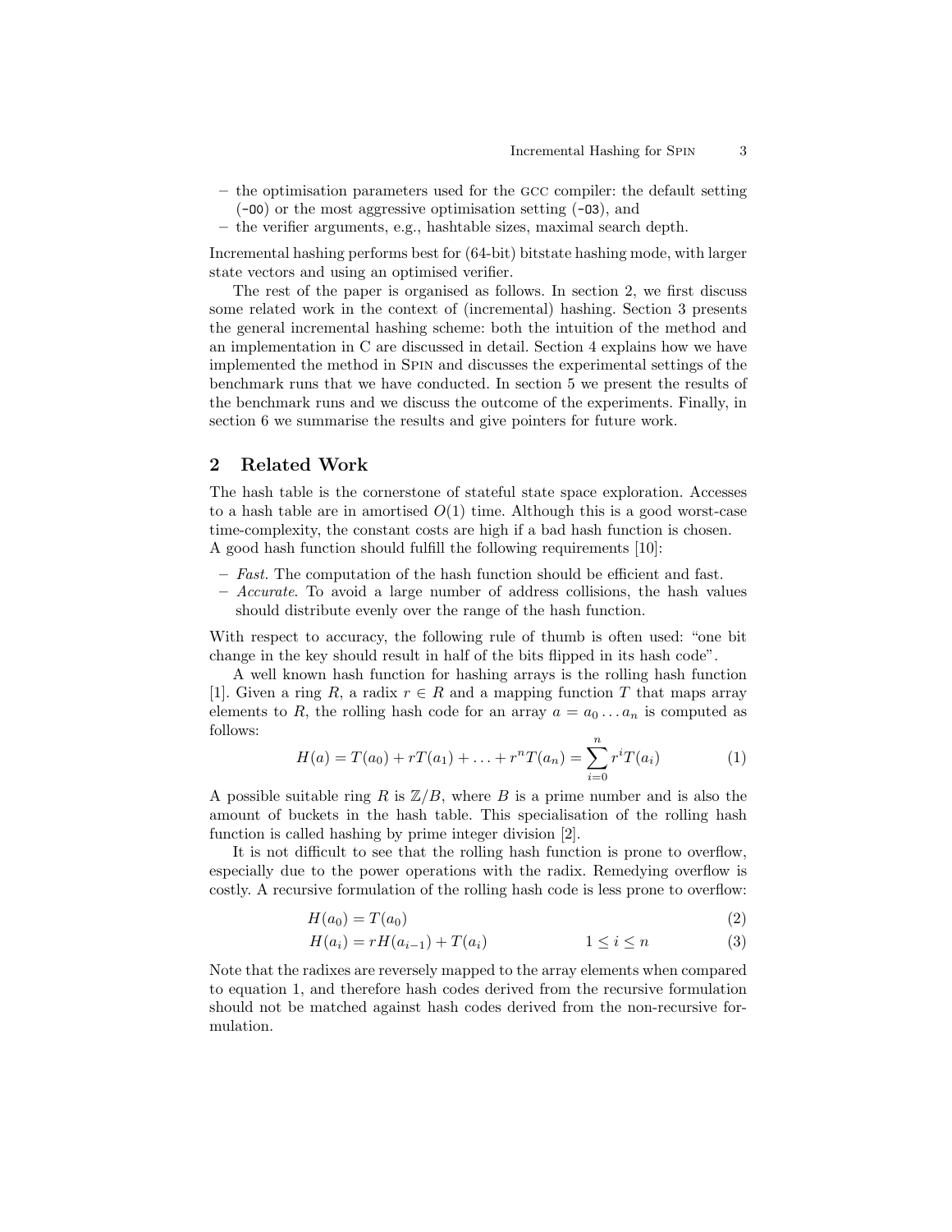- the optimisation parameters used for the GCC compiler: the default setting (`-O0`) or the most aggressive optimisation setting (`-O3`), and
- the verifier arguments, e.g., hashtable sizes, maximal search depth.

Incremental hashing performs best for (64-bit) bitstate hashing mode, with larger state vectors and using an optimised verifier.

The rest of the paper is organised as follows. In section 2, we first discuss some related work in the context of (incremental) hashing. Section 3 presents the general incremental hashing scheme: both the intuition of the method and an implementation in C are discussed in detail. Section 4 explains how we have implemented the method in SPIN and discusses the experimental settings of the benchmark runs that we have conducted. In section 5 we present the results of the benchmark runs and we discuss the outcome of the experiments. Finally, in section 6 we summarise the results and give pointers for future work.

## 2 Related Work

The hash table is the cornerstone of stateful state space exploration. Accesses to a hash table are in amortised $O(1)$ time. Although this is a good worst-case time-complexity, the constant costs are high if a bad hash function is chosen. A good hash function should fulfill the following requirements [10]:

- *Fast.* The computation of the hash function should be efficient and fast.
- *Accurate.* To avoid a large number of address collisions, the hash values should distribute evenly over the range of the hash function.

With respect to accuracy, the following rule of thumb is often used: "one bit change in the key should result in half of the bits flipped in its hash code".

A well known hash function for hashing arrays is the rolling hash function [1]. Given a ring $R$, a radix $r \in R$ and a mapping function $T$ that maps array elements to $R$, the rolling hash code for an array $a = a_0 \dots a_n$ is computed as follows:

$$H(a) = T(a_0) + rT(a_1) + \dots + r^n T(a_n) = \sum_{i=0}^{n} r^i T(a_i) \tag{1}$$

A possible suitable ring $R$ is $\mathbb{Z}/B$, where $B$ is a prime number and is also the amount of buckets in the hash table. This specialisation of the rolling hash function is called hashing by prime integer division [2].

It is not difficult to see that the rolling hash function is prone to overflow, especially due to the power operations with the radix. Remedying overflow is costly. A recursive formulation of the rolling hash code is less prone to overflow:

$$H(a_0) = T(a_0) \tag{2}$$

$$H(a_i) = rH(a_{i-1}) + T(a_i) \qquad 1 \leq i \leq n \tag{3}$$

Note that the radixes are reversely mapped to the array elements when compared to equation 1, and therefore hash codes derived from the recursive formulation should not be matched against hash codes derived from the non-recursive formulation.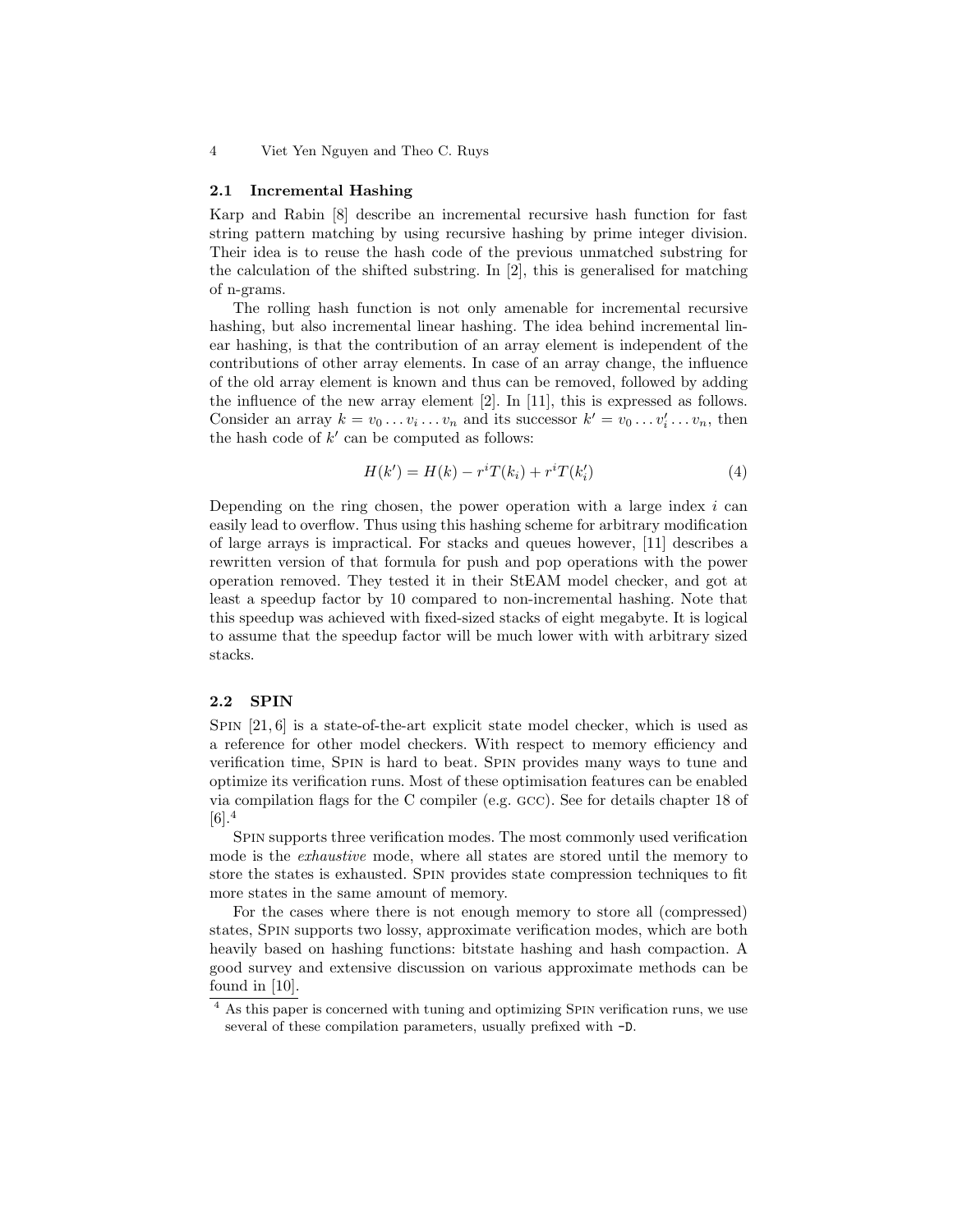### 2.1 Incremental Hashing

Karp and Rabin [8] describe an incremental recursive hash function for fast string pattern matching by using recursive hashing by prime integer division. Their idea is to reuse the hash code of the previous unmatched substring for the calculation of the shifted substring. In [2], this is generalised for matching of n-grams.

The rolling hash function is not only amenable for incremental recursive hashing, but also incremental linear hashing. The idea behind incremental linear hashing, is that the contribution of an array element is independent of the contributions of other array elements. In case of an array change, the influence of the old array element is known and thus can be removed, followed by adding the influence of the new array element [2]. In [11], this is expressed as follows. Consider an array $k = v_0 \dots v_i \dots v_n$ and its successor $k' = v_0 \dots v_i' \dots v_n$, then the hash code of $k'$ can be computed as follows:

$$H(k') = H(k) - r^i T(k_i) + r^i T(k_i') \tag{4}$$

Depending on the ring chosen, the power operation with a large index $i$ can easily lead to overflow. Thus using this hashing scheme for arbitrary modification of large arrays is impractical. For stacks and queues however, [11] describes a rewritten version of that formula for push and pop operations with the power operation removed. They tested it in their StEAM model checker, and got at least a speedup factor by 10 compared to non-incremental hashing. Note that this speedup was achieved with fixed-sized stacks of eight megabyte. It is logical to assume that the speedup factor will be much lower with with arbitrary sized stacks.

### 2.2 SPIN

SPIN [21, 6] is a state-of-the-art explicit state model checker, which is used as a reference for other model checkers. With respect to memory efficiency and verification time, SPIN is hard to beat. SPIN provides many ways to tune and optimize its verification runs. Most of these optimisation features can be enabled via compilation flags for the C compiler (e.g. GCC). See for details chapter 18 of [6].[4]

SPIN supports three verification modes. The most commonly used verification mode is the *exhaustive* mode, where all states are stored until the memory to store the states is exhausted. SPIN provides state compression techniques to fit more states in the same amount of memory.

For the cases where there is not enough memory to store all (compressed) states, SPIN supports two lossy, approximate verification modes, which are both heavily based on hashing functions: bitstate hashing and hash compaction. A good survey and extensive discussion on various approximate methods can be found in [10].

[4] As this paper is concerned with tuning and optimizing SPIN verification runs, we use several of these compilation parameters, usually prefixed with `-D`.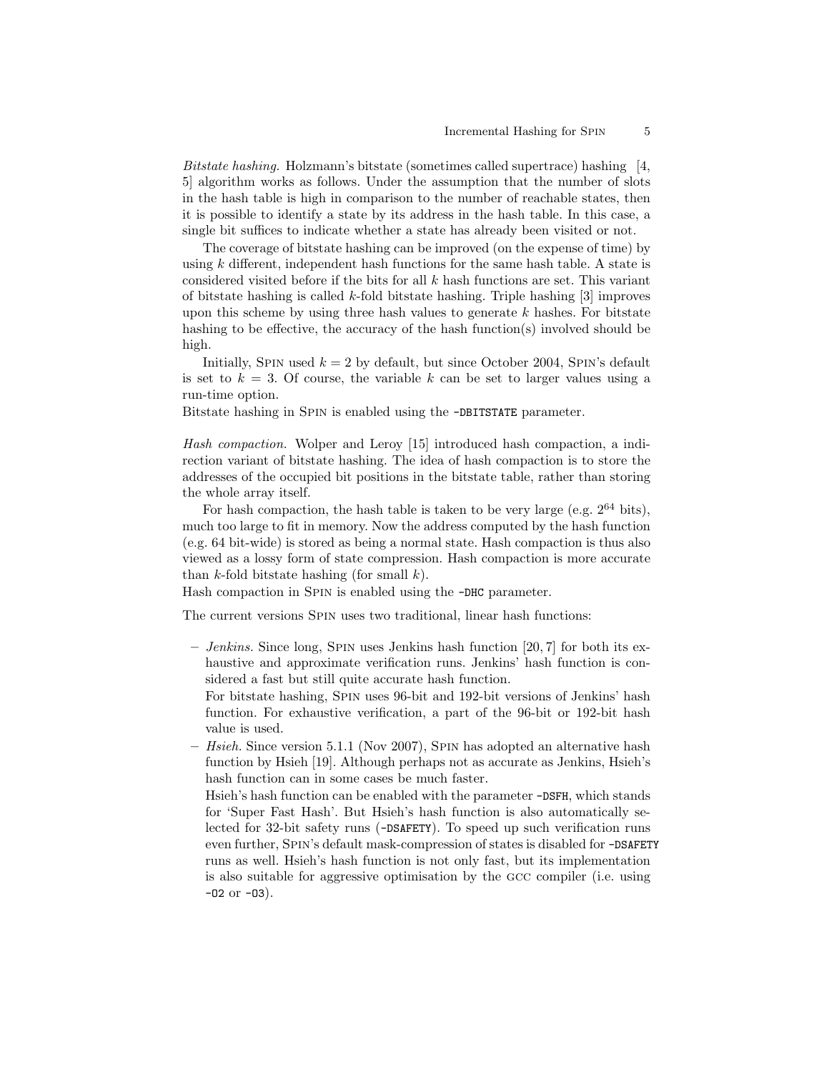*Bitstate hashing.* Holzmann's bitstate (sometimes called supertrace) hashing [4, 5] algorithm works as follows. Under the assumption that the number of slots in the hash table is high in comparison to the number of reachable states, then it is possible to identify a state by its address in the hash table. In this case, a single bit suffices to indicate whether a state has already been visited or not.

The coverage of bitstate hashing can be improved (on the expense of time) by using $k$ different, independent hash functions for the same hash table. A state is considered visited before if the bits for all $k$ hash functions are set. This variant of bitstate hashing is called $k$-fold bitstate hashing. Triple hashing [3] improves upon this scheme by using three hash values to generate $k$ hashes. For bitstate hashing to be effective, the accuracy of the hash function(s) involved should be high.

Initially, Spin used $k = 2$ by default, but since October 2004, Spin's default is set to $k = 3$. Of course, the variable $k$ can be set to larger values using a run-time option.

Bitstate hashing in Spin is enabled using the `-DBITSTATE` parameter.

*Hash compaction.* Wolper and Leroy [15] introduced hash compaction, a indirection variant of bitstate hashing. The idea of hash compaction is to store the addresses of the occupied bit positions in the bitstate table, rather than storing the whole array itself.

For hash compaction, the hash table is taken to be very large (e.g. $2^{64}$ bits), much too large to fit in memory. Now the address computed by the hash function (e.g. 64 bit-wide) is stored as being a normal state. Hash compaction is thus also viewed as a lossy form of state compression. Hash compaction is more accurate than $k$-fold bitstate hashing (for small $k$).

Hash compaction in Spin is enabled using the `-DHC` parameter.

The current versions Spin uses two traditional, linear hash functions:

- *Jenkins.* Since long, Spin uses Jenkins hash function [20, 7] for both its exhaustive and approximate verification runs. Jenkins' hash function is considered a fast but still quite accurate hash function.
  For bitstate hashing, Spin uses 96-bit and 192-bit versions of Jenkins' hash function. For exhaustive verification, a part of the 96-bit or 192-bit hash value is used.
- *Hsieh.* Since version 5.1.1 (Nov 2007), Spin has adopted an alternative hash function by Hsieh [19]. Although perhaps not as accurate as Jenkins, Hsieh's hash function can in some cases be much faster.
  Hsieh's hash function can be enabled with the parameter `-DSFH`, which stands for 'Super Fast Hash'. But Hsieh's hash function is also automatically selected for 32-bit safety runs (`-DSAFETY`). To speed up such verification runs even further, Spin's default mask-compression of states is disabled for `-DSAFETY` runs as well. Hsieh's hash function is not only fast, but its implementation is also suitable for aggressive optimisation by the gcc compiler (i.e. using `-O2` or `-O3`).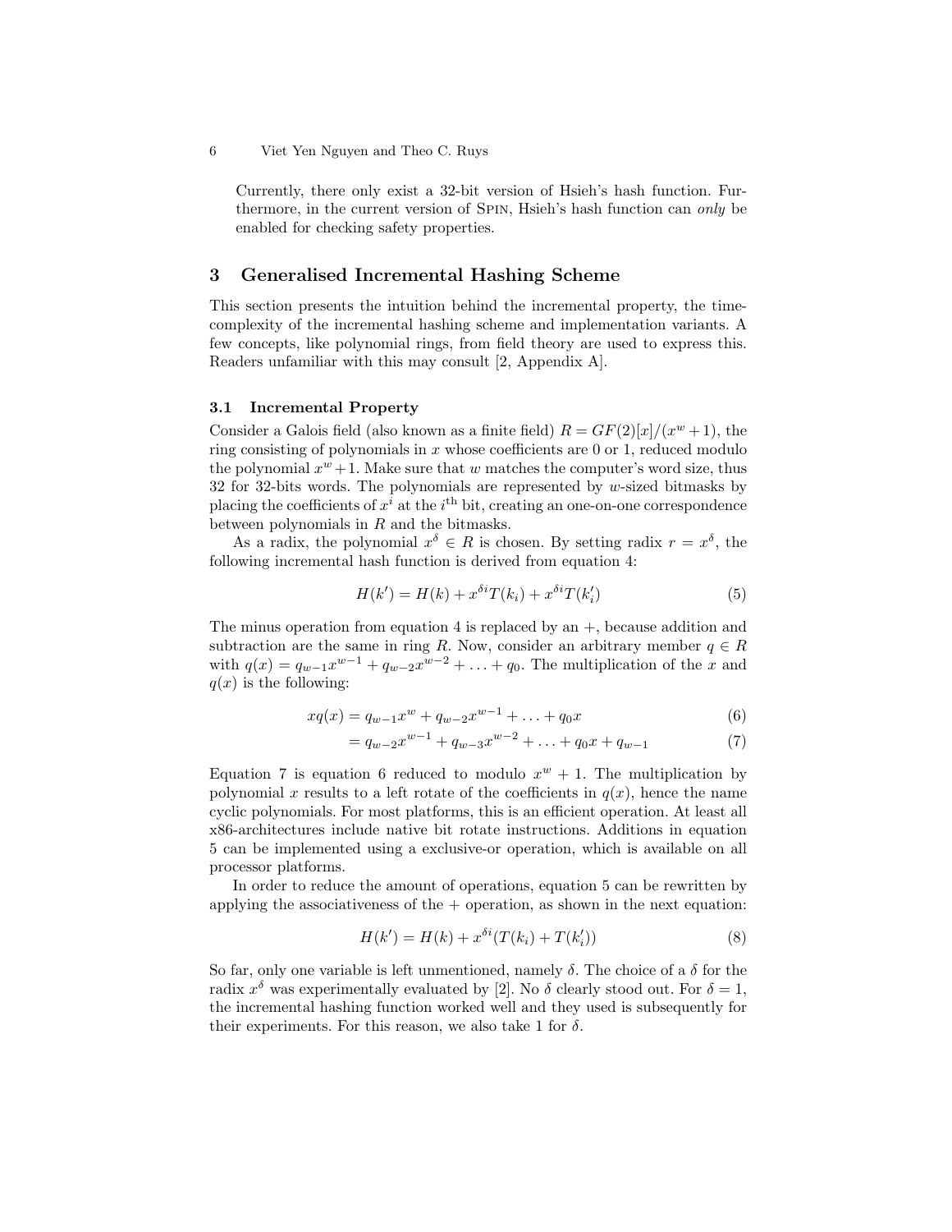Currently, there only exist a 32-bit version of Hsieh's hash function. Furthermore, in the current version of SPIN, Hsieh's hash function can *only* be enabled for checking safety properties.

## 3 Generalised Incremental Hashing Scheme

This section presents the intuition behind the incremental property, the time-complexity of the incremental hashing scheme and implementation variants. A few concepts, like polynomial rings, from field theory are used to express this. Readers unfamiliar with this may consult [2, Appendix A].

### 3.1 Incremental Property

Consider a Galois field (also known as a finite field) $R = GF(2)[x]/(x^w + 1)$, the ring consisting of polynomials in $x$ whose coefficients are 0 or 1, reduced modulo the polynomial $x^w + 1$. Make sure that $w$ matches the computer's word size, thus 32 for 32-bits words. The polynomials are represented by $w$-sized bitmasks by placing the coefficients of $x^i$ at the $i^{\text{th}}$ bit, creating an one-on-one correspondence between polynomials in $R$ and the bitmasks.

As a radix, the polynomial $x^\delta \in R$ is chosen. By setting radix $r = x^\delta$, the following incremental hash function is derived from equation 4:

$$H(k') = H(k) + x^{\delta i} T(k_i) + x^{\delta i} T(k'_i) \tag{5}$$

The minus operation from equation 4 is replaced by an +, because addition and subtraction are the same in ring $R$. Now, consider an arbitrary member $q \in R$ with $q(x) = q_{w-1}x^{w-1} + q_{w-2}x^{w-2} + \ldots + q_0$. The multiplication of the $x$ and $q(x)$ is the following:

$$\begin{aligned} xq(x) &= q_{w-1}x^w + q_{w-2}x^{w-1} + \ldots + q_0 x & (6) \\ &= q_{w-2}x^{w-1} + q_{w-3}x^{w-2} + \ldots + q_0 x + q_{w-1} & (7) \end{aligned}$$

Equation 7 is equation 6 reduced to modulo $x^w + 1$. The multiplication by polynomial $x$ results to a left rotate of the coefficients in $q(x)$, hence the name cyclic polynomials. For most platforms, this is an efficient operation. At least all x86-architectures include native bit rotate instructions. Additions in equation 5 can be implemented using a exclusive-or operation, which is available on all processor platforms.

In order to reduce the amount of operations, equation 5 can be rewritten by applying the associativeness of the + operation, as shown in the next equation:

$$H(k') = H(k) + x^{\delta i}(T(k_i) + T(k'_i)) \tag{8}$$

So far, only one variable is left unmentioned, namely $\delta$. The choice of a $\delta$ for the radix $x^\delta$ was experimentally evaluated by [2]. No $\delta$ clearly stood out. For $\delta = 1$, the incremental hashing function worked well and they used is subsequently for their experiments. For this reason, we also take 1 for $\delta$.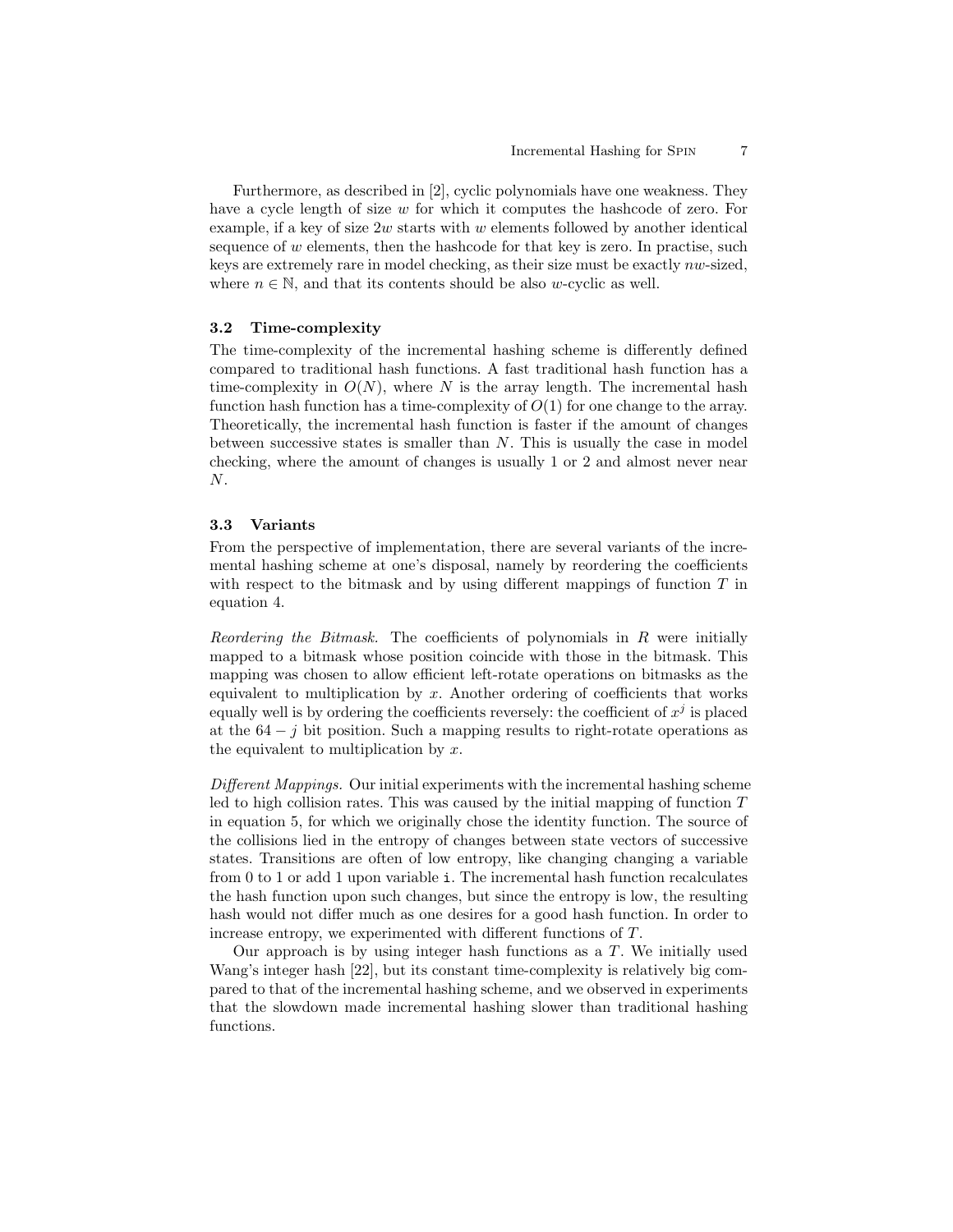Furthermore, as described in [2], cyclic polynomials have one weakness. They have a cycle length of size $w$ for which it computes the hashcode of zero. For example, if a key of size $2w$ starts with $w$ elements followed by another identical sequence of $w$ elements, then the hashcode for that key is zero. In practise, such keys are extremely rare in model checking, as their size must be exactly $nw$-sized, where $n \in \mathbb{N}$, and that its contents should be also $w$-cyclic as well.

### 3.2 Time-complexity

The time-complexity of the incremental hashing scheme is differently defined compared to traditional hash functions. A fast traditional hash function has a time-complexity in $O(N)$, where $N$ is the array length. The incremental hash function hash function has a time-complexity of $O(1)$ for one change to the array. Theoretically, the incremental hash function is faster if the amount of changes between successive states is smaller than $N$. This is usually the case in model checking, where the amount of changes is usually 1 or 2 and almost never near $N$.

### 3.3 Variants

From the perspective of implementation, there are several variants of the incremental hashing scheme at one's disposal, namely by reordering the coefficients with respect to the bitmask and by using different mappings of function $T$ in equation 4.

*Reordering the Bitmask.* The coefficients of polynomials in $R$ were initially mapped to a bitmask whose position coincide with those in the bitmask. This mapping was chosen to allow efficient left-rotate operations on bitmasks as the equivalent to multiplication by $x$. Another ordering of coefficients that works equally well is by ordering the coefficients reversely: the coefficient of $x^j$ is placed at the $64 - j$ bit position. Such a mapping results to right-rotate operations as the equivalent to multiplication by $x$.

*Different Mappings.* Our initial experiments with the incremental hashing scheme led to high collision rates. This was caused by the initial mapping of function $T$ in equation 5, for which we originally chose the identity function. The source of the collisions lied in the entropy of changes between state vectors of successive states. Transitions are often of low entropy, like changing changing a variable from 0 to 1 or add 1 upon variable `i`. The incremental hash function recalculates the hash function upon such changes, but since the entropy is low, the resulting hash would not differ much as one desires for a good hash function. In order to increase entropy, we experimented with different functions of $T$.

Our approach is by using integer hash functions as a $T$. We initially used Wang's integer hash [22], but its constant time-complexity is relatively big compared to that of the incremental hashing scheme, and we observed in experiments that the slowdown made incremental hashing slower than traditional hashing functions.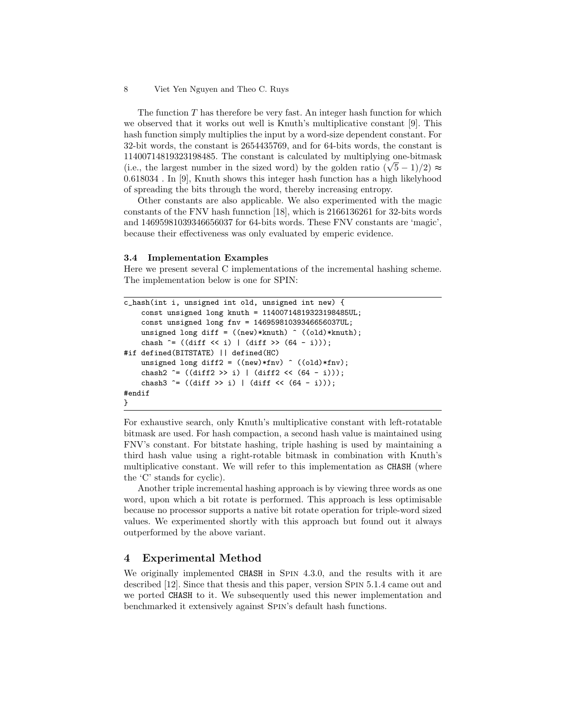The function $T$ has therefore be very fast. An integer hash function for which we observed that it works out well is Knuth's multiplicative constant [9]. This hash function simply multiplies the input by a word-size dependent constant. For 32-bit words, the constant is 2654435769, and for 64-bits words, the constant is 11400714819323198485. The constant is calculated by multiplying one-bitmask (i.e., the largest number in the sized word) by the golden ratio $(\sqrt{5}-1)/2) \approx 0.618034$ . In [9], Knuth shows this integer hash function has a high likelyhood of spreading the bits through the word, thereby increasing entropy.

Other constants are also applicable. We also experimented with the magic constants of the FNV hash funnction [18], which is 2166136261 for 32-bits words and 14695981039346656037 for 64-bits words. These FNV constants are 'magic', because their effectiveness was only evaluated by emperic evidence.

### 3.4 Implementation Examples

Here we present several C implementations of the incremental hashing scheme. The implementation below is one for SPIN:

```
c_hash(int i, unsigned int old, unsigned int new) {
    const unsigned long knuth = 11400714819323198485UL;
    const unsigned long fnv = 14695981039346656037UL;
    unsigned long diff = ((new)*knuth) ^ ((old)*knuth);
    chash ^= ((diff << i) | (diff >> (64 - i)));
#if defined(BITSTATE) || defined(HC)
    unsigned long diff2 = ((new)*fnv) ^ ((old)*fnv);
    chash2 ^= ((diff2 >> i) | (diff2 << (64 - i)));
    chash3 ^= ((diff >> i) | (diff << (64 - i)));
#endif
}
```

For exhaustive search, only Knuth's multiplicative constant with left-rotatable bitmask are used. For hash compaction, a second hash value is maintained using FNV's constant. For bitstate hashing, triple hashing is used by maintaining a third hash value using a right-rotable bitmask in combination with Knuth's multiplicative constant. We will refer to this implementation as `CHASH` (where the 'C' stands for cyclic).

Another triple incremental hashing approach is by viewing three words as one word, upon which a bit rotate is performed. This approach is less optimisable because no processor supports a native bit rotate operation for triple-word sized values. We experimented shortly with this approach but found out it always outperformed by the above variant.

## 4 Experimental Method

We originally implemented `CHASH` in SPIN 4.3.0, and the results with it are described [12]. Since that thesis and this paper, version SPIN 5.1.4 came out and we ported `CHASH` to it. We subsequently used this newer implementation and benchmarked it extensively against SPIN's default hash functions.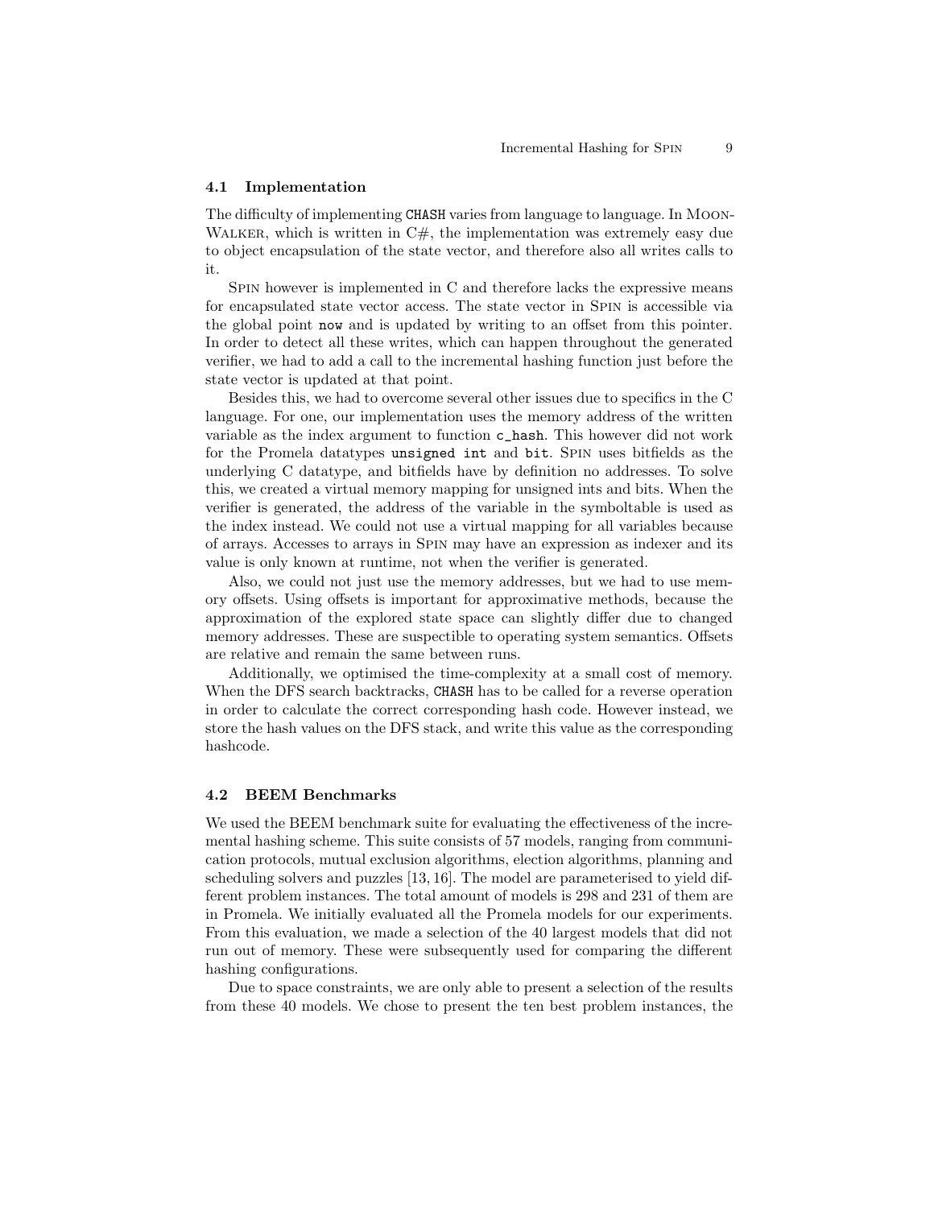### 4.1 Implementation

The difficulty of implementing `CHASH` varies from language to language. In MoonWalker, which is written in C#, the implementation was extremely easy due to object encapsulation of the state vector, and therefore also all writes calls to it.

Spin however is implemented in C and therefore lacks the expressive means for encapsulated state vector access. The state vector in Spin is accessible via the global point `now` and is updated by writing to an offset from this pointer. In order to detect all these writes, which can happen throughout the generated verifier, we had to add a call to the incremental hashing function just before the state vector is updated at that point.

Besides this, we had to overcome several other issues due to specifics in the C language. For one, our implementation uses the memory address of the written variable as the index argument to function `c_hash`. This however did not work for the Promela datatypes `unsigned int` and `bit`. Spin uses bitfields as the underlying C datatype, and bitfields have by definition no addresses. To solve this, we created a virtual memory mapping for unsigned ints and bits. When the verifier is generated, the address of the variable in the symboltable is used as the index instead. We could not use a virtual mapping for all variables because of arrays. Accesses to arrays in Spin may have an expression as indexer and its value is only known at runtime, not when the verifier is generated.

Also, we could not just use the memory addresses, but we had to use memory offsets. Using offsets is important for approximative methods, because the approximation of the explored state space can slightly differ due to changed memory addresses. These are suspectible to operating system semantics. Offsets are relative and remain the same between runs.

Additionally, we optimised the time-complexity at a small cost of memory. When the DFS search backtracks, `CHASH` has to be called for a reverse operation in order to calculate the correct corresponding hash code. However instead, we store the hash values on the DFS stack, and write this value as the corresponding hashcode.

### 4.2 BEEM Benchmarks

We used the BEEM benchmark suite for evaluating the effectiveness of the incremental hashing scheme. This suite consists of 57 models, ranging from communication protocols, mutual exclusion algorithms, election algorithms, planning and scheduling solvers and puzzles [13, 16]. The model are parameterised to yield different problem instances. The total amount of models is 298 and 231 of them are in Promela. We initially evaluated all the Promela models for our experiments. From this evaluation, we made a selection of the 40 largest models that did not run out of memory. These were subsequently used for comparing the different hashing configurations.

Due to space constraints, we are only able to present a selection of the results from these 40 models. We chose to present the ten best problem instances, the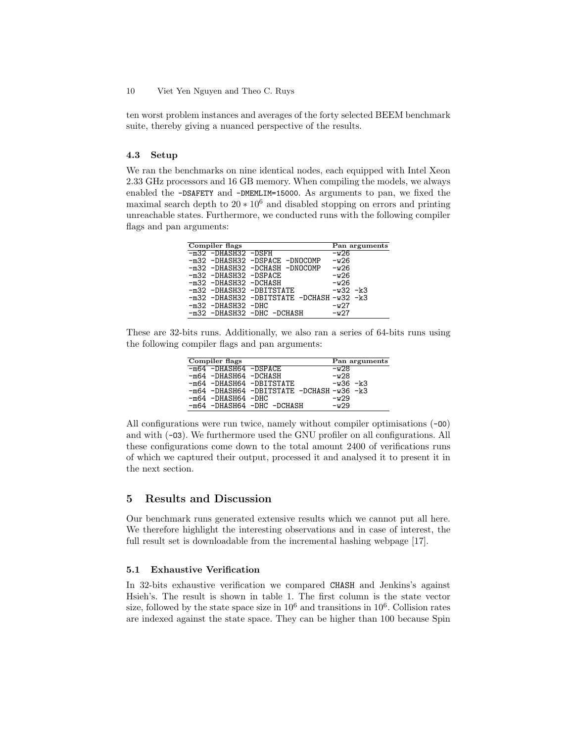ten worst problem instances and averages of the forty selected BEEM benchmark suite, thereby giving a nuanced perspective of the results.

### 4.3 Setup

We ran the benchmarks on nine identical nodes, each equipped with Intel Xeon 2.33 GHz processors and 16 GB memory. When compiling the models, we always enabled the `-DSAFETY` and `-DMEMLIM=15000`. As arguments to pan, we fixed the maximal search depth to $20 * 10^6$ and disabled stopping on errors and printing unreachable states. Furthermore, we conducted runs with the following compiler flags and pan arguments:

| Compiler flags | Pan arguments |
|---|---|
| `-m32 -DHASH32 -DSFH` | `-w26` |
| `-m32 -DHASH32 -DSPACE -DNOCOMP` | `-w26` |
| `-m32 -DHASH32 -DCHASH -DNOCOMP` | `-w26` |
| `-m32 -DHASH32 -DSPACE` | `-w26` |
| `-m32 -DHASH32 -DCHASH` | `-w26` |
| `-m32 -DHASH32 -DBITSTATE` | `-w32 -k3` |
| `-m32 -DHASH32 -DBITSTATE -DCHASH` | `-w32 -k3` |
| `-m32 -DHASH32 -DHC` | `-w27` |
| `-m32 -DHASH32 -DHC -DCHASH` | `-w27` |

These are 32-bits runs. Additionally, we also ran a series of 64-bits runs using the following compiler flags and pan arguments:

| Compiler flags | Pan arguments |
|---|---|
| `-m64 -DHASH64 -DSPACE` | `-w28` |
| `-m64 -DHASH64 -DCHASH` | `-w28` |
| `-m64 -DHASH64 -DBITSTATE` | `-w36 -k3` |
| `-m64 -DHASH64 -DBITSTATE -DCHASH` | `-w36 -k3` |
| `-m64 -DHASH64 -DHC` | `-w29` |
| `-m64 -DHASH64 -DHC -DCHASH` | `-w29` |

All configurations were run twice, namely without compiler optimisations (`-O0`) and with (`-O3`). We furthermore used the GNU profiler on all configurations. All these configurations come down to the total amount 2400 of verifications runs of which we captured their output, processed it and analysed it to present it in the next section.

## 5 Results and Discussion

Our benchmark runs generated extensive results which we cannot put all here. We therefore highlight the interesting observations and in case of interest, the full result set is downloadable from the incremental hashing webpage [17].

### 5.1 Exhaustive Verification

In 32-bits exhaustive verification we compared CHASH and Jenkins's against Hsieh's. The result is shown in table 1. The first column is the state vector size, followed by the state space size in $10^6$ and transitions in $10^6$. Collision rates are indexed against the state space. They can be higher than 100 because Spin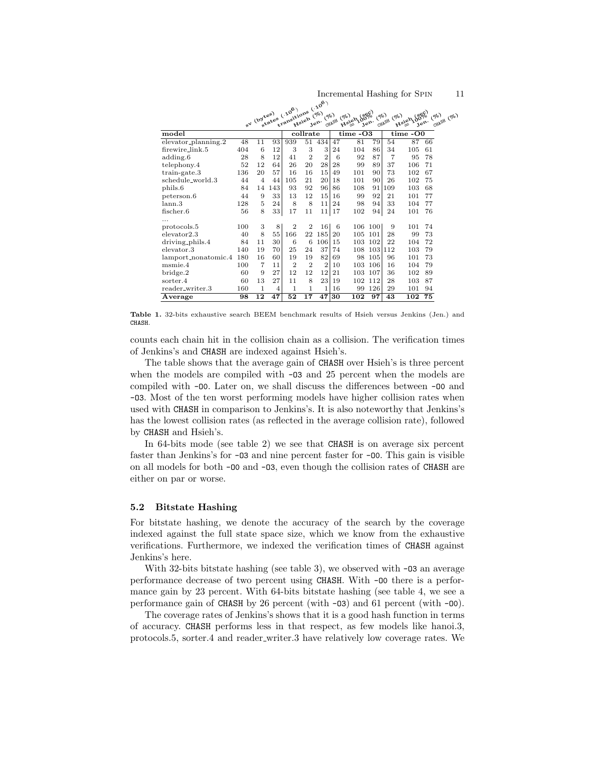| model | sv (bytes) | states (.10^6) | transitions (.10^6) | Hsieh (%) | Jen. (%) | CHASH (%) | Hsieh (sec) = 100% | Jen. (%) | CHASH (%) | Hsieh (sec) = 100% | Jen. (%) | CHASH (%) |
|---|---|---|---|---|---|---|---|---|---|---|---|---|
| | | | | collrate | | | time -O3 | | | time -O0 | | |
| elevator_planning.2 | 48 | 11 | 93 | 939 | 51 | 434 | 47 | 81 | 79 | 54 | 87 | 66 |
| firewire_link.5 | 404 | 6 | 12 | 3 | 3 | 3 | 24 | 104 | 86 | 34 | 105 | 61 |
| adding.6 | 28 | 8 | 12 | 41 | 2 | 2 | 6 | 92 | 87 | 7 | 95 | 78 |
| telephony.4 | 52 | 12 | 64 | 26 | 20 | 28 | 28 | 99 | 89 | 37 | 106 | 71 |
| train-gate.3 | 136 | 20 | 57 | 16 | 16 | 15 | 49 | 101 | 90 | 73 | 102 | 67 |
| schedule_world.3 | 44 | 4 | 44 | 105 | 21 | 20 | 18 | 101 | 90 | 26 | 102 | 75 |
| phils.6 | 84 | 14 | 143 | 93 | 92 | 96 | 86 | 108 | 91 | 109 | 103 | 68 |
| peterson.6 | 44 | 9 | 33 | 13 | 12 | 15 | 16 | 99 | 92 | 21 | 101 | 77 |
| lann.3 | 128 | 5 | 24 | 8 | 8 | 11 | 24 | 98 | 94 | 33 | 104 | 77 |
| fischer.6 | 56 | 8 | 33 | 17 | 11 | 11 | 17 | 102 | 94 | 24 | 101 | 76 |
| ... | | | | | | | | | | | | |
| protocols.5 | 100 | 3 | 8 | 2 | 2 | 16 | 6 | 106 | 100 | 9 | 101 | 74 |
| elevator2.3 | 40 | 8 | 55 | 166 | 22 | 185 | 20 | 105 | 101 | 28 | 99 | 73 |
| driving_phils.4 | 84 | 11 | 30 | 6 | 6 | 106 | 15 | 103 | 102 | 22 | 104 | 72 |
| elevator.3 | 140 | 19 | 70 | 25 | 24 | 37 | 74 | 108 | 103 | 112 | 103 | 79 |
| lamport_nonatomic.4 | 180 | 16 | 60 | 19 | 19 | 82 | 69 | 98 | 105 | 96 | 101 | 73 |
| msmie.4 | 100 | 7 | 11 | 2 | 2 | 2 | 10 | 103 | 106 | 16 | 104 | 79 |
| bridge.2 | 60 | 9 | 27 | 12 | 12 | 12 | 21 | 103 | 107 | 36 | 102 | 89 |
| sorter.4 | 60 | 13 | 27 | 11 | 8 | 23 | 19 | 102 | 112 | 28 | 103 | 87 |
| reader_writer.3 | 160 | 1 | 4 | 1 | 1 | 1 | 16 | 99 | 126 | 29 | 101 | 94 |
| **Average** | **98** | **12** | **47** | **52** | **17** | **47** | **30** | **102** | **97** | **43** | **102** | **75** |

**Table 1.** 32-bits exhaustive search BEEM benchmark results of Hsieh versus Jenkins (Jen.) and CHASH.

counts each chain hit in the collision chain as a collision. The verification times of Jenkins's and CHASH are indexed against Hsieh's.

The table shows that the average gain of CHASH over Hsieh's is three percent when the models are compiled with -O3 and 25 percent when the models are compiled with -O0. Later on, we shall discuss the differences between -O0 and -O3. Most of the ten worst performing models have higher collision rates when used with CHASH in comparison to Jenkins's. It is also noteworthy that Jenkins's has the lowest collision rates (as reflected in the average collision rate), followed by CHASH and Hsieh's.

In 64-bits mode (see table 2) we see that CHASH is on average six percent faster than Jenkins's for -O3 and nine percent faster for -O0. This gain is visible on all models for both -O0 and -O3, even though the collision rates of CHASH are either on par or worse.

### 5.2 Bitstate Hashing

For bitstate hashing, we denote the accuracy of the search by the coverage indexed against the full state space size, which we know from the exhaustive verifications. Furthermore, we indexed the verification times of CHASH against Jenkins's here.

With 32-bits bitstate hashing (see table 3), we observed with -O3 an average performance decrease of two percent using CHASH. With -O0 there is a performance gain by 23 percent. With 64-bits bitstate hashing (see table 4, we see a performance gain of CHASH by 26 percent (with -O3) and 61 percent (with -O0).

The coverage rates of Jenkins's shows that it is a good hash function in terms of accuracy. CHASH performs less in that respect, as few models like hanoi.3, protocols.5, sorter.4 and reader_writer.3 have relatively low coverage rates. We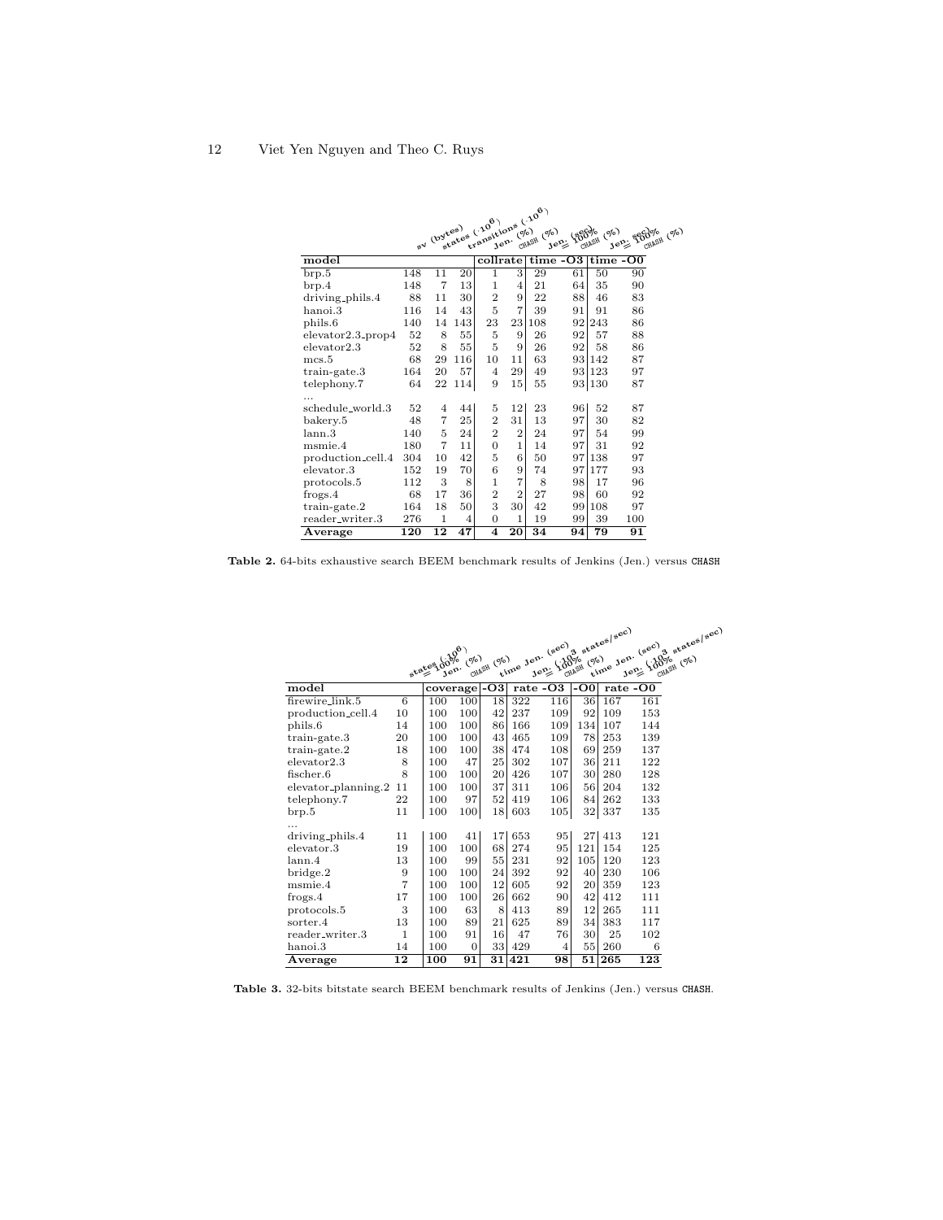| model | sv (bytes) | states ($\cdot 10^6$) | transitions ($\cdot 10^6$) | collrate Jen. (%) | CHASH (%) | time -O3 Jen. (sec) | $\frac{\text{Jen.}}{\text{CHASH}}$ = 100% (%) | time -O0 Jen. (sec) | $\frac{\text{Jen.}}{\text{CHASH}}$ = 100% (%) |
|---|---|---|---|---|---|---|---|---|---|
| brp.5 | 148 | 11 | 20 | 1 | 3 | 29 | 61 | 50 | 90 |
| brp.4 | 148 | 7 | 13 | 1 | 4 | 21 | 64 | 35 | 90 |
| driving_phils.4 | 88 | 11 | 30 | 2 | 9 | 22 | 88 | 46 | 83 |
| hanoi.3 | 116 | 14 | 43 | 5 | 7 | 39 | 91 | 91 | 86 |
| phils.6 | 140 | 14 | 143 | 23 | 23 | 108 | 92 | 243 | 86 |
| elevator2.3_prop4 | 52 | 8 | 55 | 5 | 9 | 26 | 92 | 57 | 88 |
| elevator2.3 | 52 | 8 | 55 | 5 | 9 | 26 | 92 | 58 | 86 |
| mcs.5 | 68 | 29 | 116 | 10 | 11 | 63 | 93 | 142 | 87 |
| train-gate.3 | 164 | 20 | 57 | 4 | 29 | 49 | 93 | 123 | 97 |
| telephony.7 | 64 | 22 | 114 | 9 | 15 | 55 | 93 | 130 | 87 |
| ... | | | | | | | | | |
| schedule_world.3 | 52 | 4 | 44 | 5 | 12 | 23 | 96 | 52 | 87 |
| bakery.5 | 48 | 7 | 25 | 2 | 31 | 13 | 97 | 30 | 82 |
| lann.3 | 140 | 5 | 24 | 2 | 2 | 24 | 97 | 54 | 99 |
| msmie.4 | 180 | 7 | 11 | 0 | 1 | 14 | 97 | 31 | 92 |
| production_cell.4 | 304 | 10 | 42 | 5 | 6 | 50 | 97 | 138 | 97 |
| elevator.3 | 152 | 19 | 70 | 6 | 9 | 74 | 97 | 177 | 93 |
| protocols.5 | 112 | 3 | 8 | 1 | 7 | 8 | 98 | 17 | 96 |
| frogs.4 | 68 | 17 | 36 | 2 | 2 | 27 | 98 | 60 | 92 |
| train-gate.2 | 164 | 18 | 50 | 3 | 30 | 42 | 99 | 108 | 97 |
| reader_writer.3 | 276 | 1 | 4 | 0 | 1 | 19 | 99 | 39 | 100 |
| **Average** | **120** | **12** | **47** | **4** | **20** | **34** | **94** | **79** | **91** |

**Table 2.** 64-bits exhaustive search BEEM benchmark results of Jenkins (Jen.) versus CHASH

| model | states ($\cdot 10^6$) | coverage $\frac{\text{Jen.}}{}$ = 100% (%) | CHASH (%) | -O3 time Jen. (sec) | rate -O3 Jen. ($10^3$ states/sec) | $\frac{\text{Jen.}}{\text{CHASH}}$ = 100% (%) | -O0 time Jen. (sec) | rate -O0 Jen. ($10^3$ states/sec) | $\frac{\text{Jen.}}{\text{CHASH}}$ = 100% (%) |
|---|---|---|---|---|---|---|---|---|---|
| firewire_link.5 | 6 | 100 | 100 | 18 | 322 | 116 | 36 | 167 | 161 |
| production_cell.4 | 10 | 100 | 100 | 42 | 237 | 109 | 92 | 109 | 153 |
| phils.6 | 14 | 100 | 100 | 86 | 166 | 109 | 134 | 107 | 144 |
| train-gate.3 | 20 | 100 | 100 | 43 | 465 | 109 | 78 | 253 | 139 |
| train-gate.2 | 18 | 100 | 100 | 38 | 474 | 108 | 69 | 259 | 137 |
| elevator2.3 | 8 | 100 | 47 | 25 | 302 | 107 | 36 | 211 | 122 |
| fischer.6 | 8 | 100 | 100 | 20 | 426 | 107 | 30 | 280 | 128 |
| elevator_planning.2 | 11 | 100 | 100 | 37 | 311 | 106 | 56 | 204 | 132 |
| telephony.7 | 22 | 100 | 97 | 52 | 419 | 106 | 84 | 262 | 133 |
| brp.5 | 11 | 100 | 100 | 18 | 603 | 105 | 32 | 337 | 135 |
| ... | | | | | | | | | |
| driving_phils.4 | 11 | 100 | 41 | 17 | 653 | 95 | 27 | 413 | 121 |
| elevator.3 | 19 | 100 | 100 | 68 | 274 | 95 | 121 | 154 | 125 |
| lann.4 | 13 | 100 | 99 | 55 | 231 | 92 | 105 | 120 | 123 |
| bridge.2 | 9 | 100 | 100 | 24 | 392 | 92 | 40 | 230 | 106 |
| msmie.4 | 7 | 100 | 100 | 12 | 605 | 92 | 20 | 359 | 123 |
| frogs.4 | 17 | 100 | 100 | 26 | 662 | 90 | 42 | 412 | 111 |
| protocols.5 | 3 | 100 | 63 | 8 | 413 | 89 | 12 | 265 | 111 |
| sorter.4 | 13 | 100 | 89 | 21 | 625 | 89 | 34 | 383 | 117 |
| reader_writer.3 | 1 | 100 | 91 | 16 | 47 | 76 | 30 | 25 | 102 |
| hanoi.3 | 14 | 100 | 0 | 33 | 429 | 4 | 55 | 260 | 6 |
| **Average** | **12** | **100** | **91** | **31** | **421** | **98** | **51** | **265** | **123** |

**Table 3.** 32-bits bitstate search BEEM benchmark results of Jenkins (Jen.) versus CHASH.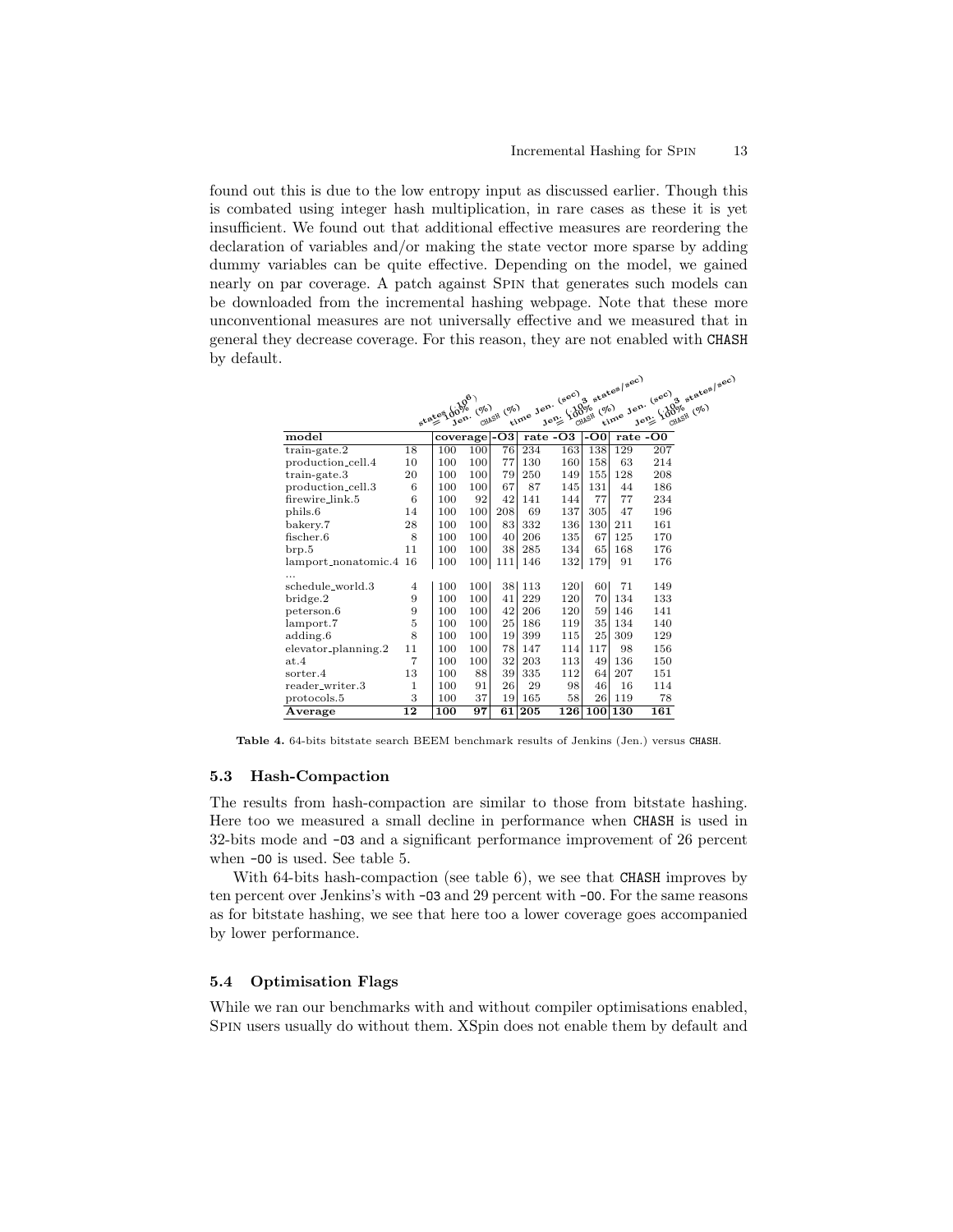found out this is due to the low entropy input as discussed earlier. Though this is combated using integer hash multiplication, in rare cases as these it is yet insufficient. We found out that additional effective measures are reordering the declaration of variables and/or making the state vector more sparse by adding dummy variables can be quite effective. Depending on the model, we gained nearly on par coverage. A patch against Spin that generates such models can be downloaded from the incremental hashing webpage. Note that these more unconventional measures are not universally effective and we measured that in general they decrease coverage. For this reason, they are not enabled with CHASH by default.

| model | states ($10^6$) | Jen. (%) | CHASH (%) | time Jen. (sec) | Jen. ($10^3$ states/sec) | CHASH (%) | time Jen. (sec) | Jen. ($10^3$ states/sec) | CHASH (%) |
|---|---|---|---|---|---|---|---|---|---|
| | | coverage | | -O3 | rate -O3 | | -O0 | rate -O0 | |
| | | = 100% | | | | = 100% | | | = 100% |
| train-gate.2 | 18 | 100 | 100 | 76 | 234 | 163 | 138 | 129 | 207 |
| production_cell.4 | 10 | 100 | 100 | 77 | 130 | 160 | 158 | 63 | 214 |
| train-gate.3 | 20 | 100 | 100 | 79 | 250 | 149 | 155 | 128 | 208 |
| production_cell.3 | 6 | 100 | 100 | 67 | 87 | 145 | 131 | 44 | 186 |
| firewire_link.5 | 6 | 100 | 92 | 42 | 141 | 144 | 77 | 77 | 234 |
| phils.6 | 14 | 100 | 100 | 208 | 69 | 137 | 305 | 47 | 196 |
| bakery.7 | 28 | 100 | 100 | 83 | 332 | 136 | 130 | 211 | 161 |
| fischer.6 | 8 | 100 | 100 | 40 | 206 | 135 | 67 | 125 | 170 |
| brp.5 | 11 | 100 | 100 | 38 | 285 | 134 | 65 | 168 | 176 |
| lamport_nonatomic.4 | 16 | 100 | 100 | 111 | 146 | 132 | 179 | 91 | 176 |
| ... | | | | | | | | | |
| schedule_world.3 | 4 | 100 | 100 | 38 | 113 | 120 | 60 | 71 | 149 |
| bridge.2 | 9 | 100 | 100 | 41 | 229 | 120 | 70 | 134 | 133 |
| peterson.6 | 9 | 100 | 100 | 42 | 206 | 120 | 59 | 146 | 141 |
| lamport.7 | 5 | 100 | 100 | 25 | 186 | 119 | 35 | 134 | 140 |
| adding.6 | 8 | 100 | 100 | 19 | 399 | 115 | 25 | 309 | 129 |
| elevator_planning.2 | 11 | 100 | 100 | 78 | 147 | 114 | 117 | 98 | 156 |
| at.4 | 7 | 100 | 100 | 32 | 203 | 113 | 49 | 136 | 150 |
| sorter.4 | 13 | 100 | 88 | 39 | 335 | 112 | 64 | 207 | 151 |
| reader_writer.3 | 1 | 100 | 91 | 26 | 29 | 98 | 46 | 16 | 114 |
| protocols.5 | 3 | 100 | 37 | 19 | 165 | 58 | 26 | 119 | 78 |
| **Average** | **12** | **100** | **97** | **61** | **205** | **126** | **100** | **130** | **161** |

**Table 4.** 64-bits bitstate search BEEM benchmark results of Jenkins (Jen.) versus CHASH.

### 5.3 Hash-Compaction

The results from hash-compaction are similar to those from bitstate hashing. Here too we measured a small decline in performance when CHASH is used in 32-bits mode and -O3 and a significant performance improvement of 26 percent when -O0 is used. See table 5.

With 64-bits hash-compaction (see table 6), we see that CHASH improves by ten percent over Jenkins's with -O3 and 29 percent with -O0. For the same reasons as for bitstate hashing, we see that here too a lower coverage goes accompanied by lower performance.

### 5.4 Optimisation Flags

While we ran our benchmarks with and without compiler optimisations enabled, Spin users usually do without them. XSpin does not enable them by default and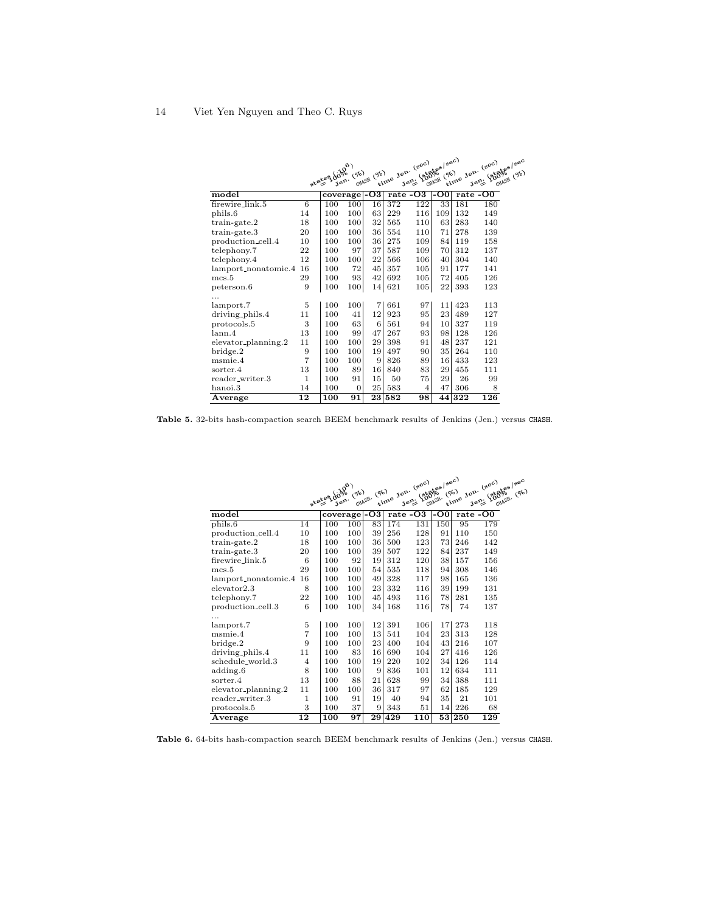| model | states (·10^6) | coverage Jen. ≡ 100% | coverage CHASH (%) | -O3 time Jen. (sec) | rate -O3 Jen. (states/sec) | rate -O3 Jen. ≡ 100% CHASH (%) | -O0 time Jen. (sec) | rate -O0 Jen. (states/sec) | rate -O0 Jen. ≡ 100% CHASH (%) |
|---|---|---|---|---|---|---|---|---|---|
| firewire_link.5 | 6 | 100 | 100 | 16 | 372 | 122 | 33 | 181 | 180 |
| phils.6 | 14 | 100 | 100 | 63 | 229 | 116 | 109 | 132 | 149 |
| train-gate.2 | 18 | 100 | 100 | 32 | 565 | 110 | 63 | 283 | 140 |
| train-gate.3 | 20 | 100 | 100 | 36 | 554 | 110 | 71 | 278 | 139 |
| production_cell.4 | 10 | 100 | 100 | 36 | 275 | 109 | 84 | 119 | 158 |
| telephony.7 | 22 | 100 | 97 | 37 | 587 | 109 | 70 | 312 | 137 |
| telephony.4 | 12 | 100 | 100 | 22 | 566 | 106 | 40 | 304 | 140 |
| lamport_nonatomic.4 | 16 | 100 | 72 | 45 | 357 | 105 | 91 | 177 | 141 |
| mcs.5 | 29 | 100 | 93 | 42 | 692 | 105 | 72 | 405 | 126 |
| peterson.6 | 9 | 100 | 100 | 14 | 621 | 105 | 22 | 393 | 123 |
| ... | | | | | | | | | |
| lamport.7 | 5 | 100 | 100 | 7 | 661 | 97 | 11 | 423 | 113 |
| driving_phils.4 | 11 | 100 | 41 | 12 | 923 | 95 | 23 | 489 | 127 |
| protocols.5 | 3 | 100 | 63 | 6 | 561 | 94 | 10 | 327 | 119 |
| lann.4 | 13 | 100 | 99 | 47 | 267 | 93 | 98 | 128 | 126 |
| elevator_planning.2 | 11 | 100 | 100 | 29 | 398 | 91 | 48 | 237 | 121 |
| bridge.2 | 9 | 100 | 100 | 19 | 497 | 90 | 35 | 264 | 110 |
| msmie.4 | 7 | 100 | 100 | 9 | 826 | 89 | 16 | 433 | 123 |
| sorter.4 | 13 | 100 | 89 | 16 | 840 | 83 | 29 | 455 | 111 |
| reader_writer.3 | 1 | 100 | 91 | 15 | 50 | 75 | 29 | 26 | 99 |
| hanoi.3 | 14 | 100 | 0 | 25 | 583 | 4 | 47 | 306 | 8 |
| **Average** | **12** | **100** | **91** | **23** | **582** | **98** | **44** | **322** | **126** |

**Table 5.** 32-bits hash-compaction search BEEM benchmark results of Jenkins (Jen.) versus CHASH.

| model | states (·10^6) | coverage Jen. ≡ 100% | coverage CHASH. (%) | -O3 time Jen. (sec) | rate -O3 Jen. (states/sec) | rate -O3 Jen. ≡ 100% CHASH. (%) | -O0 time Jen. (sec) | rate -O0 Jen. (states/sec) | rate -O0 Jen. ≡ 100% CHASH. (%) |
|---|---|---|---|---|---|---|---|---|---|
| phils.6 | 14 | 100 | 100 | 83 | 174 | 131 | 150 | 95 | 179 |
| production_cell.4 | 10 | 100 | 100 | 39 | 256 | 128 | 91 | 110 | 150 |
| train-gate.2 | 18 | 100 | 100 | 36 | 500 | 123 | 73 | 246 | 142 |
| train-gate.3 | 20 | 100 | 100 | 39 | 507 | 122 | 84 | 237 | 149 |
| firewire_link.5 | 6 | 100 | 92 | 19 | 312 | 120 | 38 | 157 | 156 |
| mcs.5 | 29 | 100 | 100 | 54 | 535 | 118 | 94 | 308 | 146 |
| lamport_nonatomic.4 | 16 | 100 | 100 | 49 | 328 | 117 | 98 | 165 | 136 |
| elevator2.3 | 8 | 100 | 100 | 23 | 332 | 116 | 39 | 199 | 131 |
| telephony.7 | 22 | 100 | 100 | 45 | 493 | 116 | 78 | 281 | 135 |
| production_cell.3 | 6 | 100 | 100 | 34 | 168 | 116 | 78 | 74 | 137 |
| ... | | | | | | | | | |
| lamport.7 | 5 | 100 | 100 | 12 | 391 | 106 | 17 | 273 | 118 |
| msmie.4 | 7 | 100 | 100 | 13 | 541 | 104 | 23 | 313 | 128 |
| bridge.2 | 9 | 100 | 100 | 23 | 400 | 104 | 43 | 216 | 107 |
| driving_phils.4 | 11 | 100 | 83 | 16 | 690 | 104 | 27 | 416 | 126 |
| schedule_world.3 | 4 | 100 | 100 | 19 | 220 | 102 | 34 | 126 | 114 |
| adding.6 | 8 | 100 | 100 | 9 | 836 | 101 | 12 | 634 | 111 |
| sorter.4 | 13 | 100 | 88 | 21 | 628 | 99 | 34 | 388 | 111 |
| elevator_planning.2 | 11 | 100 | 100 | 36 | 317 | 97 | 62 | 185 | 129 |
| reader_writer.3 | 1 | 100 | 91 | 19 | 40 | 94 | 35 | 21 | 101 |
| protocols.5 | 3 | 100 | 37 | 9 | 343 | 51 | 14 | 226 | 68 |
| **Average** | **12** | **100** | **97** | **29** | **429** | **110** | **53** | **250** | **129** |

**Table 6.** 64-bits hash-compaction search BEEM benchmark results of Jenkins (Jen.) versus CHASH.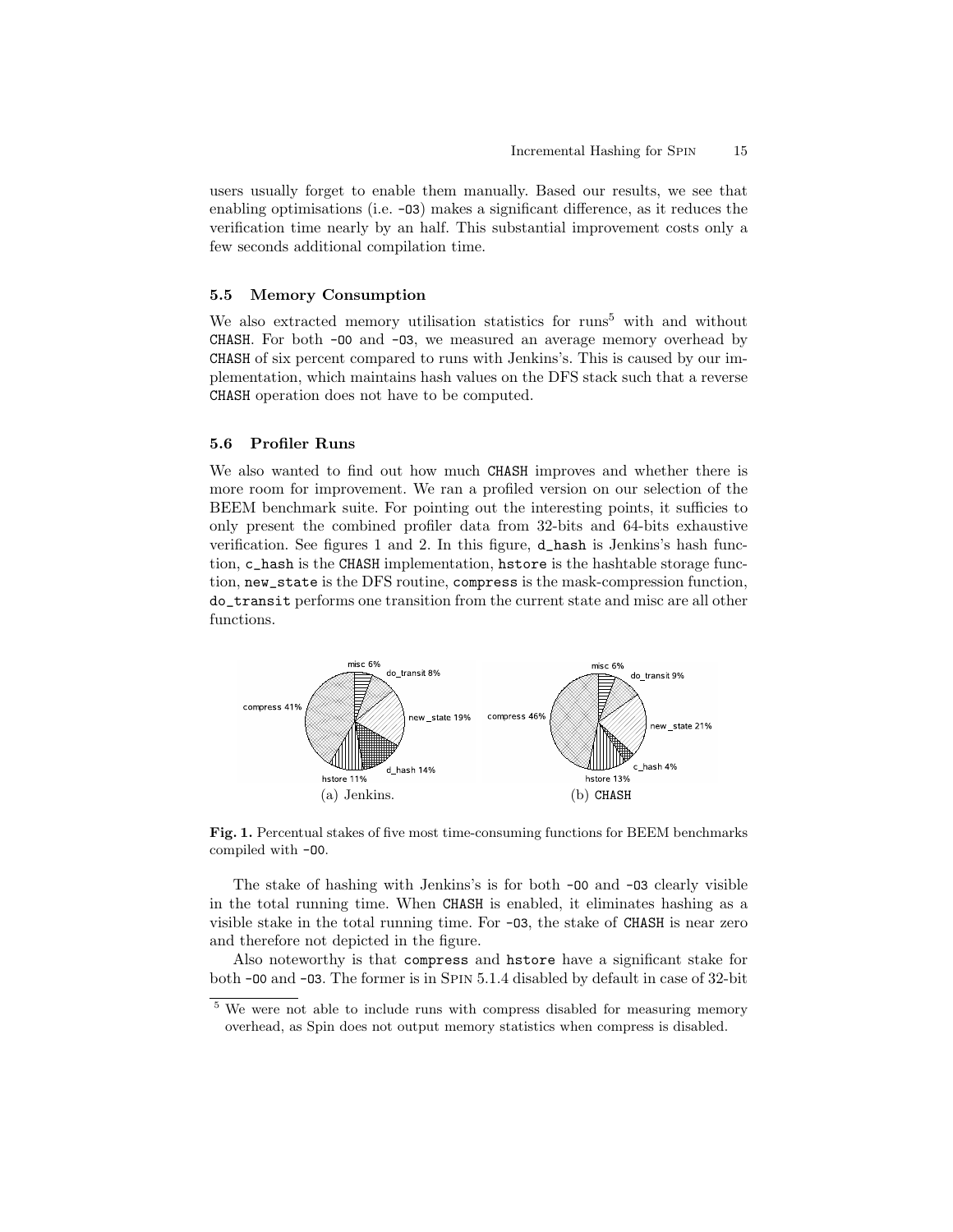users usually forget to enable them manually. Based our results, we see that enabling optimisations (i.e. -O3) makes a significant difference, as it reduces the verification time nearly by an half. This substantial improvement costs only a few seconds additional compilation time.

### 5.5 Memory Consumption

We also extracted memory utilisation statistics for runs[5] with and without CHASH. For both -O0 and -O3, we measured an average memory overhead by CHASH of six percent compared to runs with Jenkins's. This is caused by our implementation, which maintains hash values on the DFS stack such that a reverse CHASH operation does not have to be computed.

### 5.6 Profiler Runs

We also wanted to find out how much CHASH improves and whether there is more room for improvement. We ran a profiled version on our selection of the BEEM benchmark suite. For pointing out the interesting points, it sufficies to only present the combined profiler data from 32-bits and 64-bits exhaustive verification. See figures 1 and 2. In this figure, d_hash is Jenkins's hash function, c_hash is the CHASH implementation, hstore is the hashtable storage function, new_state is the DFS routine, compress is the mask-compression function, do_transit performs one transition from the current state and misc are all other functions.

(a) Jenkins. (b) CHASH

**Fig. 1.** Percentual stakes of five most time-consuming functions for BEEM benchmarks compiled with -O0.

The stake of hashing with Jenkins's is for both -O0 and -O3 clearly visible in the total running time. When CHASH is enabled, it eliminates hashing as a visible stake in the total running time. For -O3, the stake of CHASH is near zero and therefore not depicted in the figure.

Also noteworthy is that compress and hstore have a significant stake for both -O0 and -O3. The former is in SPIN 5.1.4 disabled by default in case of 32-bit

[5] We were not able to include runs with compress disabled for measuring memory overhead, as Spin does not output memory statistics when compress is disabled.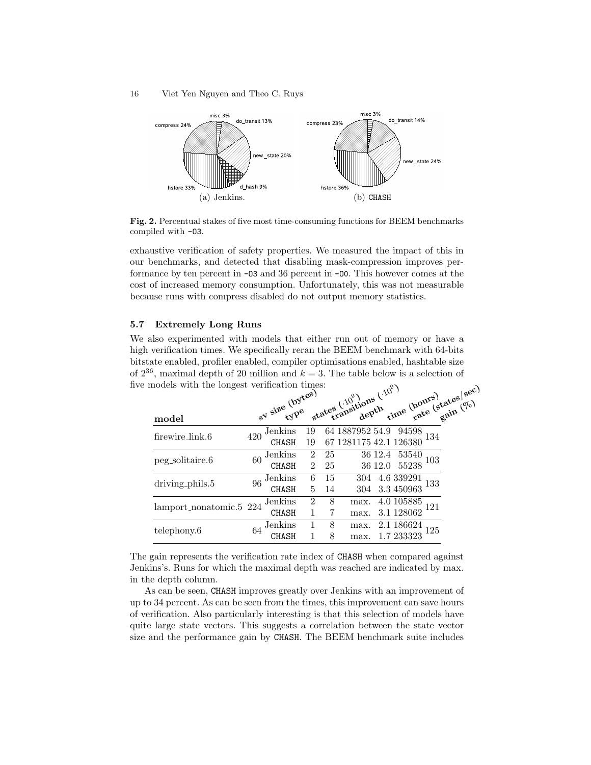Fig. 2. Percentual stakes of five most time-consuming functions for BEEM benchmarks compiled with -O3.

(a) Jenkins. (b) CHASH

exhaustive verification of safety properties. We measured the impact of this in our benchmarks, and detected that disabling mask-compression improves performance by ten percent in -O3 and 36 percent in -O0. This however comes at the cost of increased memory consumption. Unfortunately, this was not measurable because runs with compress disabled do not output memory statistics.

### 5.7 Extremely Long Runs

We also experimented with models that either run out of memory or have a high verification times. We specifically reran the BEEM benchmark with 64-bits bitstate enabled, profiler enabled, compiler optimisations enabled, hashtable size of $2^{36}$, maximal depth of 20 million and $k = 3$. The table below is a selection of five models with the longest verification times:

| model | sv size (bytes) | type | states ($\cdot 10^9$) | transitions ($\cdot 10^9$) | depth | time (hours) | rate (states/sec) | gain (%) |
|---|---|---|---|---|---|---|---|---|
| firewire_link.6 | 420 | Jenkins | 19 | 64 | 1887952 | 54.9 | 94598 | 134 |
| | | CHASH | 19 | 67 | 1281175 | 42.1 | 126380 | |
| peg_solitaire.6 | 60 | Jenkins | 2 | 25 | 36 | 12.4 | 53540 | 103 |
| | | CHASH | 2 | 25 | 36 | 12.0 | 55238 | |
| driving_phils.5 | 96 | Jenkins | 6 | 15 | 304 | 4.6 | 339291 | 133 |
| | | CHASH | 5 | 14 | 304 | 3.3 | 450963 | |
| lamport_nonatomic.5 | 224 | Jenkins | 2 | 8 | max. | 4.0 | 105885 | 121 |
| | | CHASH | 1 | 7 | max. | 3.1 | 128062 | |
| telephony.6 | 64 | Jenkins | 1 | 8 | max. | 2.1 | 186624 | 125 |
| | | CHASH | 1 | 8 | max. | 1.7 | 233323 | |

The gain represents the verification rate index of CHASH when compared against Jenkins's. Runs for which the maximal depth was reached are indicated by max. in the depth column.

As can be seen, CHASH improves greatly over Jenkins with an improvement of up to 34 percent. As can be seen from the times, this improvement can save hours of verification. Also particularly interesting is that this selection of models have quite large state vectors. This suggests a correlation between the state vector size and the performance gain by CHASH. The BEEM benchmark suite includes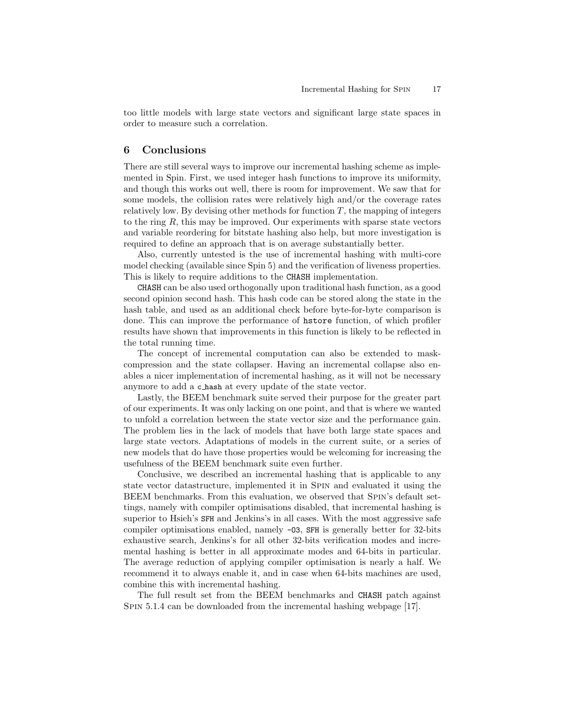too little models with large state vectors and significant large state spaces in order to measure such a correlation.

## 6 Conclusions

There are still several ways to improve our incremental hashing scheme as implemented in Spin. First, we used integer hash functions to improve its uniformity, and though this works out well, there is room for improvement. We saw that for some models, the collision rates were relatively high and/or the coverage rates relatively low. By devising other methods for function $T$, the mapping of integers to the ring $R$, this may be improved. Our experiments with sparse state vectors and variable reordering for bitstate hashing also help, but more investigation is required to define an approach that is on average substantially better.

Also, currently untested is the use of incremental hashing with multi-core model checking (available since Spin 5) and the verification of liveness properties. This is likely to require additions to the `CHASH` implementation.

`CHASH` can be also used orthogonally upon traditional hash function, as a good second opinion second hash. This hash code can be stored along the state in the hash table, and used as an additional check before byte-for-byte comparison is done. This can improve the performance of `hstore` function, of which profiler results have shown that improvements in this function is likely to be reflected in the total running time.

The concept of incremental computation can also be extended to mask-compression and the state collapser. Having an incremental collapse also enables a nicer implementation of incremental hashing, as it will not be necessary anymore to add a `c_hash` at every update of the state vector.

Lastly, the BEEM benchmark suite served their purpose for the greater part of our experiments. It was only lacking on one point, and that is where we wanted to unfold a correlation between the state vector size and the performance gain. The problem lies in the lack of models that have both large state spaces and large state vectors. Adaptations of models in the current suite, or a series of new models that do have those properties would be welcoming for increasing the usefulness of the BEEM benchmark suite even further.

Conclusive, we described an incremental hashing that is applicable to any state vector datastructure, implemented it in Spin and evaluated it using the BEEM benchmarks. From this evaluation, we observed that Spin's default settings, namely with compiler optimisations disabled, that incremental hashing is superior to Hsieh's `SFH` and Jenkins's in all cases. With the most aggressive safe compiler optimisations enabled, namely `-O3`, `SFH` is generally better for 32-bits exhaustive search, Jenkins's for all other 32-bits verification modes and incremental hashing is better in all approximate modes and 64-bits in particular. The average reduction of applying compiler optimisation is nearly a half. We recommend it to always enable it, and in case when 64-bits machines are used, combine this with incremental hashing.

The full result set from the BEEM benchmarks and `CHASH` patch against Spin 5.1.4 can be downloaded from the incremental hashing webpage [17].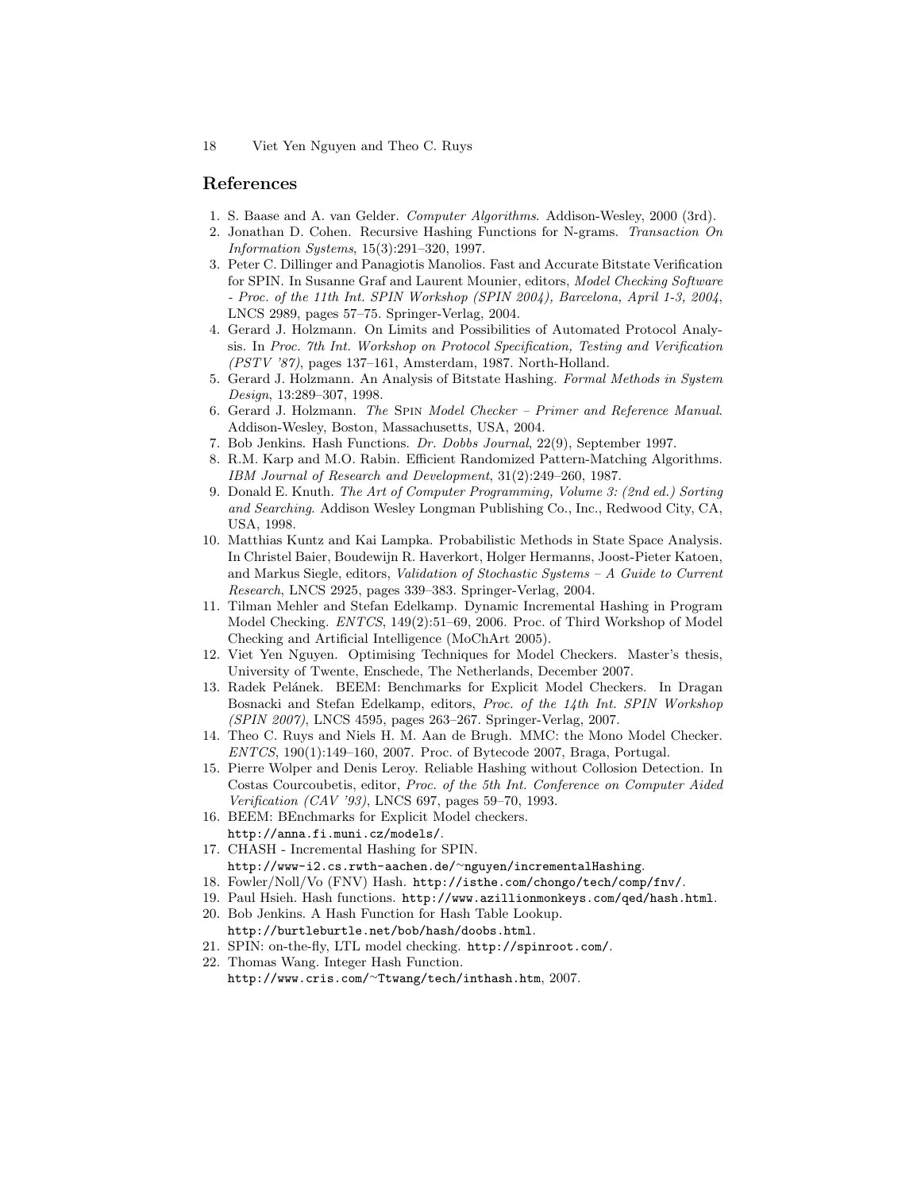## References

1. S. Baase and A. van Gelder. *Computer Algorithms*. Addison-Wesley, 2000 (3rd).
2. Jonathan D. Cohen. Recursive Hashing Functions for N-grams. *Transaction On Information Systems*, 15(3):291–320, 1997.
3. Peter C. Dillinger and Panagiotis Manolios. Fast and Accurate Bitstate Verification for SPIN. In Susanne Graf and Laurent Mounier, editors, *Model Checking Software - Proc. of the 11th Int. SPIN Workshop (SPIN 2004), Barcelona, April 1-3, 2004*, LNCS 2989, pages 57–75. Springer-Verlag, 2004.
4. Gerard J. Holzmann. On Limits and Possibilities of Automated Protocol Analysis. In *Proc. 7th Int. Workshop on Protocol Specification, Testing and Verification (PSTV '87)*, pages 137–161, Amsterdam, 1987. North-Holland.
5. Gerard J. Holzmann. An Analysis of Bitstate Hashing. *Formal Methods in System Design*, 13:289–307, 1998.
6. Gerard J. Holzmann. *The Spin Model Checker – Primer and Reference Manual*. Addison-Wesley, Boston, Massachusetts, USA, 2004.
7. Bob Jenkins. Hash Functions. *Dr. Dobbs Journal*, 22(9), September 1997.
8. R.M. Karp and M.O. Rabin. Efficient Randomized Pattern-Matching Algorithms. *IBM Journal of Research and Development*, 31(2):249–260, 1987.
9. Donald E. Knuth. *The Art of Computer Programming, Volume 3: (2nd ed.) Sorting and Searching*. Addison Wesley Longman Publishing Co., Inc., Redwood City, CA, USA, 1998.
10. Matthias Kuntz and Kai Lampka. Probabilistic Methods in State Space Analysis. In Christel Baier, Boudewijn R. Haverkort, Holger Hermanns, Joost-Pieter Katoen, and Markus Siegle, editors, *Validation of Stochastic Systems – A Guide to Current Research*, LNCS 2925, pages 339–383. Springer-Verlag, 2004.
11. Tilman Mehler and Stefan Edelkamp. Dynamic Incremental Hashing in Program Model Checking. *ENTCS*, 149(2):51–69, 2006. Proc. of Third Workshop of Model Checking and Artificial Intelligence (MoChArt 2005).
12. Viet Yen Nguyen. Optimising Techniques for Model Checkers. Master's thesis, University of Twente, Enschede, The Netherlands, December 2007.
13. Radek Pelánek. BEEM: Benchmarks for Explicit Model Checkers. In Dragan Bosnacki and Stefan Edelkamp, editors, *Proc. of the 14th Int. SPIN Workshop (SPIN 2007)*, LNCS 4595, pages 263–267. Springer-Verlag, 2007.
14. Theo C. Ruys and Niels H. M. Aan de Brugh. MMC: the Mono Model Checker. *ENTCS*, 190(1):149–160, 2007. Proc. of Bytecode 2007, Braga, Portugal.
15. Pierre Wolper and Denis Leroy. Reliable Hashing without Collision Detection. In Costas Courcoubetis, editor, *Proc. of the 5th Int. Conference on Computer Aided Verification (CAV '93)*, LNCS 697, pages 59–70, 1993.
16. BEEM: BEnchmarks for Explicit Model checkers. `http://anna.fi.muni.cz/models/`.
17. CHASH - Incremental Hashing for SPIN. `http://www-i2.cs.rwth-aachen.de/~nguyen/incrementalHashing`.
18. Fowler/Noll/Vo (FNV) Hash. `http://isthe.com/chongo/tech/comp/fnv/`.
19. Paul Hsieh. Hash functions. `http://www.azillionmonkeys.com/qed/hash.html`.
20. Bob Jenkins. A Hash Function for Hash Table Lookup. `http://burtleburtle.net/bob/hash/doobs.html`.
21. SPIN: on-the-fly, LTL model checking. `http://spinroot.com/`.
22. Thomas Wang. Integer Hash Function. `http://www.cris.com/~Ttwang/tech/inthash.htm`, 2007.